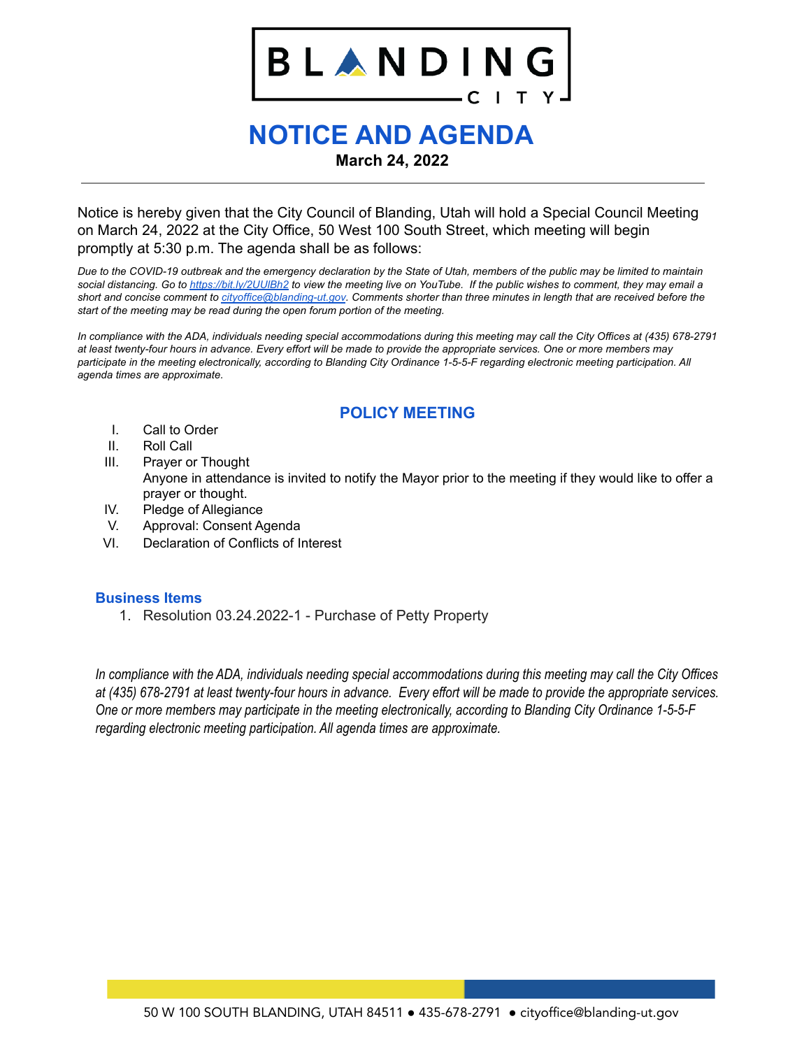# BLANDING CITY

# NOTICE AND AGENDA

**March 24, 2022**

---

Notice is hereby given that the City Council of Blanding, Utah will hold a Special Council Meeting on March 24, 2022 at the City Office, 50 West 100 South Street, which meeting will begin promptly at 5:30 p.m. The agenda shall be as follows:

*Due to the COVID-19 outbreak and the emergency declaration by the State of Utah, members of the public may be limited to maintain social distancing. Go to [https://bit.ly/2UUlBh2](https://bit.ly/2UUlBh2) to view the meeting live on YouTube. If the public wishes to comment, they may email a short and concise comment to [cityoffice@blanding-ut.gov](mailto:cityoffice@blanding-ut.gov). Comments shorter than three minutes in length that are received before the start of the meeting may be read during the open forum portion of the meeting.*

*In compliance with the ADA, individuals needing special accommodations during this meeting may call the City Offices at (435) 678-2791 at least twenty-four hours in advance. Every effort will be made to provide the appropriate services. One or more members may participate in the meeting electronically, according to Blanding City Ordinance 1-5-5-F regarding electronic meeting participation. All agenda times are approximate.*

## POLICY MEETING

I. Call to Order
II. Roll Call
III. Prayer or Thought
   Anyone in attendance is invited to notify the Mayor prior to the meeting if they would like to offer a prayer or thought.
IV. Pledge of Allegiance
V. Approval: Consent Agenda
VI. Declaration of Conflicts of Interest

### Business Items

1. Resolution 03.24.2022-1 - Purchase of Petty Property

*In compliance with the ADA, individuals needing special accommodations during this meeting may call the City Offices at (435) 678-2791 at least twenty-four hours in advance. Every effort will be made to provide the appropriate services. One or more members may participate in the meeting electronically, according to Blanding City Ordinance 1-5-5-F regarding electronic meeting participation. All agenda times are approximate.*

50 W 100 SOUTH BLANDING, UTAH 84511 ● 435-678-2791 ● cityoffice@blanding-ut.gov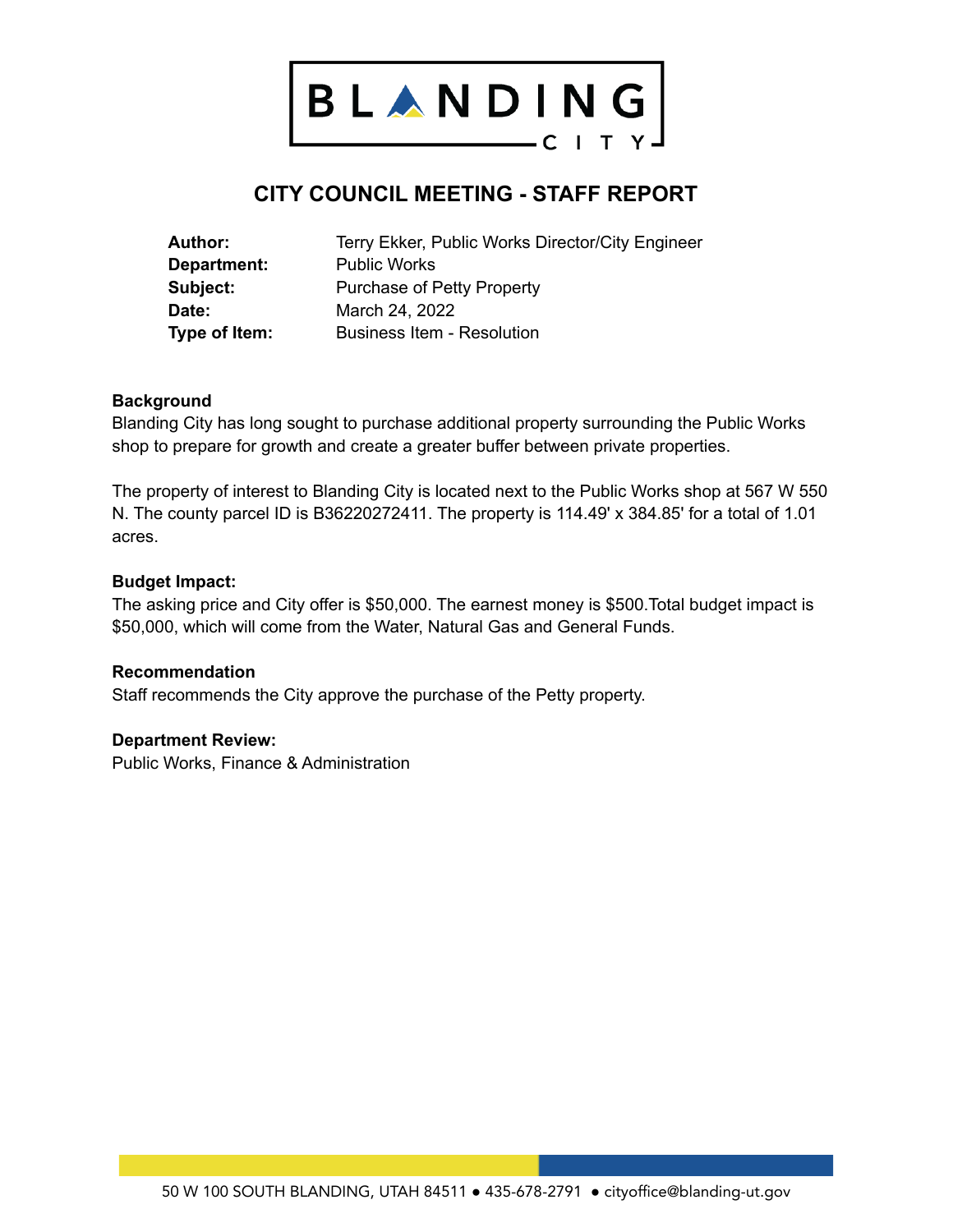# BLANDING CITY

## CITY COUNCIL MEETING - STAFF REPORT

| | |
|---|---|
| **Author:** | Terry Ekker, Public Works Director/City Engineer |
| **Department:** | Public Works |
| **Subject:** | Purchase of Petty Property |
| **Date:** | March 24, 2022 |
| **Type of Item:** | Business Item - Resolution |

**Background**

Blanding City has long sought to purchase additional property surrounding the Public Works shop to prepare for growth and create a greater buffer between private properties.

The property of interest to Blanding City is located next to the Public Works shop at 567 W 550 N. The county parcel ID is B36220272411. The property is 114.49' x 384.85' for a total of 1.01 acres.

**Budget Impact:**

The asking price and City offer is $50,000. The earnest money is $500.Total budget impact is $50,000, which will come from the Water, Natural Gas and General Funds.

**Recommendation**

Staff recommends the City approve the purchase of the Petty property.

**Department Review:**

Public Works, Finance & Administration

50 W 100 SOUTH BLANDING, UTAH 84511 ● 435-678-2791 ● cityoffice@blanding-ut.gov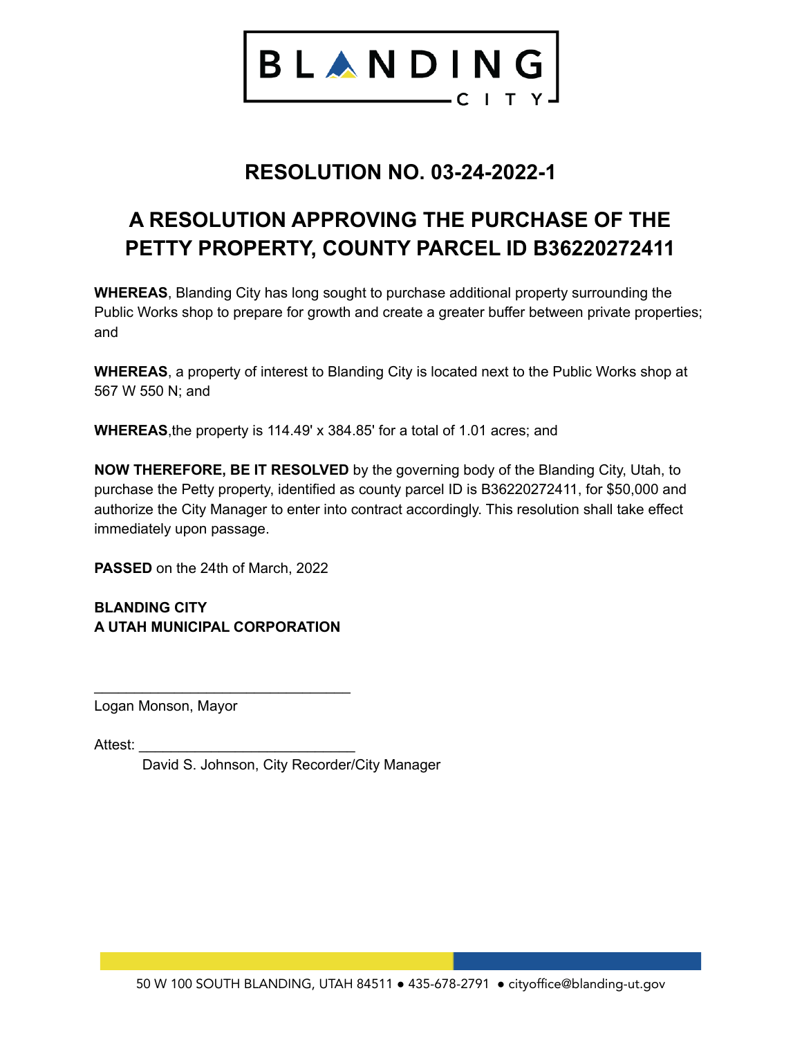BLANDING CITY

# RESOLUTION NO. 03-24-2022-1

# A RESOLUTION APPROVING THE PURCHASE OF THE PETTY PROPERTY, COUNTY PARCEL ID B36220272411

**WHEREAS**, Blanding City has long sought to purchase additional property surrounding the Public Works shop to prepare for growth and create a greater buffer between private properties; and

**WHEREAS**, a property of interest to Blanding City is located next to the Public Works shop at 567 W 550 N; and

**WHEREAS**,the property is 114.49' x 384.85' for a total of 1.01 acres; and

**NOW THEREFORE, BE IT RESOLVED** by the governing body of the Blanding City, Utah, to purchase the Petty property, identified as county parcel ID is B36220272411, for $50,000 and authorize the City Manager to enter into contract accordingly. This resolution shall take effect immediately upon passage.

**PASSED** on the 24th of March, 2022

**BLANDING CITY**
**A UTAH MUNICIPAL CORPORATION**

_______________________________
Logan Monson, Mayor

Attest: __________________________
David S. Johnson, City Recorder/City Manager

50 W 100 SOUTH BLANDING, UTAH 84511 ● 435-678-2791 ● cityoffice@blanding-ut.gov